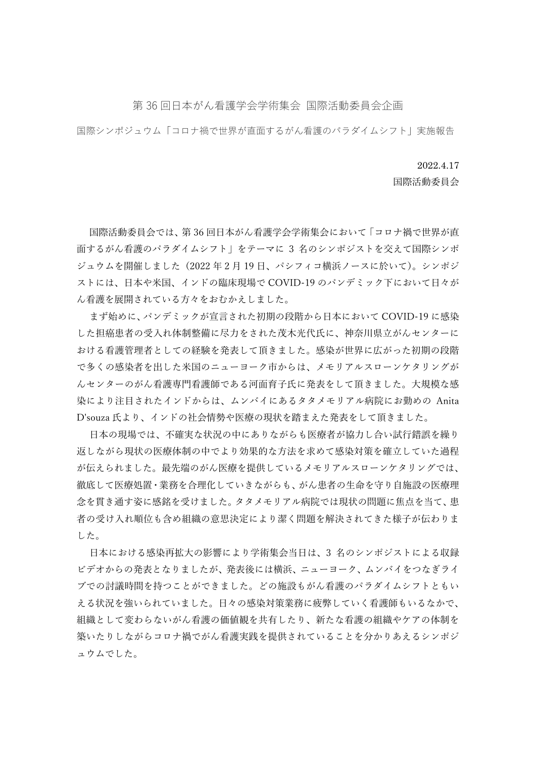# 第 36 回日本がん看護学会学術集会 国際活動委員会企画

## 国際シンポジュウム「コロナ禍で世界が直面するがん看護のパラダイムシフト」実施報告

2022.4.17

国際活動委員会

国際活動委員会では、第 36 回日本がん看護学会学術集会において「コロナ禍で世界が直面するがん看護のパラダイムシフト」をテーマに 3 名のシンポジストを交えて国際シンポジュウムを開催しました（2022 年 2 月 19 日、パシフィコ横浜ノースに於いて）。シンポジストには、日本や米国、インドの臨床現場で COVID-19 のパンデミック下において日々がん看護を展開されている方々をおむかえしました。

まず始めに、パンデミックが宣言された初期の段階から日本において COVID-19 に感染した担癌患者の受入れ体制整備に尽力をされた茂木光代氏に、神奈川県立がんセンターにおける看護管理者としての経験を発表して頂きました。感染が世界に広がった初期の段階で多くの感染者を出した米国のニューヨーク市からは、メモリアルスローンケタリングがんセンターのがん看護専門看護師である河面育子氏に発表をして頂きました。大規模な感染により注目されたインドからは、ムンバイにあるタタメモリアル病院にお勤めの Anita D'souza 氏より、インドの社会情勢や医療の現状を踏まえた発表をして頂きました。

日本の現場では、不確実な状況の中にありながらも医療者が協力し合い試行錯誤を繰り返しながら現状の医療体制の中でより効果的な方法を求めて感染対策を確立していた過程が伝えられました。最先端のがん医療を提供しているメモリアルスローンケタリングでは、徹底して医療処置・業務を合理化していきながらも、がん患者の生命を守り自施設の医療理念を貫き通す姿に感銘を受けました。タタメモリアル病院では現状の問題に焦点を当て、患者の受け入れ順位も含め組織の意思決定により潔く問題を解決されてきた様子が伝わりました。

日本における感染再拡大の影響により学術集会当日は、3 名のシンポジストによる収録ビデオからの発表となりましたが、発表後には横浜、ニューヨーク、ムンバイをつなぎライブでの討議時間を持つことができました。どの施設もがん看護のパラダイムシフトともいえる状況を強いられていました。日々の感染対策業務に疲弊していく看護師もいるなかで、組織として変わらないがん看護の価値観を共有したり、新たな看護の組織やケアの体制を築いたりしながらコロナ禍でがん看護実践を提供されていることを分かりあえるシンポジュウムでした。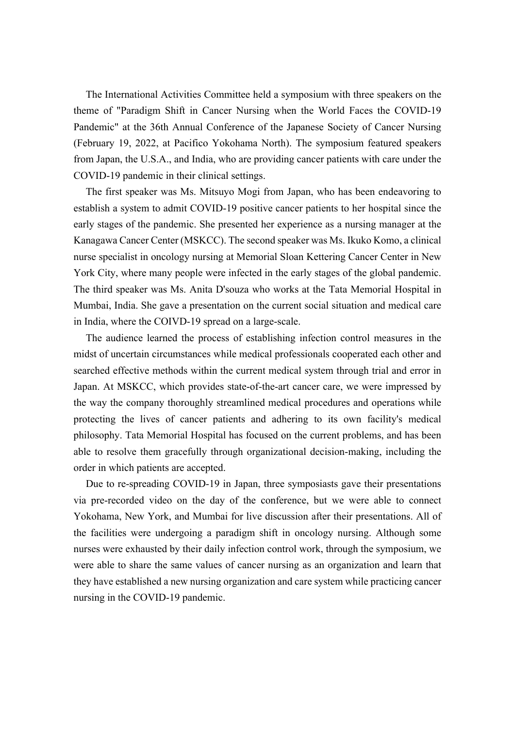The International Activities Committee held a symposium with three speakers on the theme of "Paradigm Shift in Cancer Nursing when the World Faces the COVID-19 Pandemic" at the 36th Annual Conference of the Japanese Society of Cancer Nursing (February 19, 2022, at Pacifico Yokohama North). The symposium featured speakers from Japan, the U.S.A., and India, who are providing cancer patients with care under the COVID-19 pandemic in their clinical settings.

The first speaker was Ms. Mitsuyo Mogi from Japan, who has been endeavoring to establish a system to admit COVID-19 positive cancer patients to her hospital since the early stages of the pandemic. She presented her experience as a nursing manager at the Kanagawa Cancer Center (MSKCC). The second speaker was Ms. Ikuko Komo, a clinical nurse specialist in oncology nursing at Memorial Sloan Kettering Cancer Center in New York City, where many people were infected in the early stages of the global pandemic. The third speaker was Ms. Anita D'souza who works at the Tata Memorial Hospital in Mumbai, India. She gave a presentation on the current social situation and medical care in India, where the COIVD-19 spread on a large-scale.

The audience learned the process of establishing infection control measures in the midst of uncertain circumstances while medical professionals cooperated each other and searched effective methods within the current medical system through trial and error in Japan. At MSKCC, which provides state-of-the-art cancer care, we were impressed by the way the company thoroughly streamlined medical procedures and operations while protecting the lives of cancer patients and adhering to its own facility's medical philosophy. Tata Memorial Hospital has focused on the current problems, and has been able to resolve them gracefully through organizational decision-making, including the order in which patients are accepted.

Due to re-spreading COVID-19 in Japan, three symposiasts gave their presentations via pre-recorded video on the day of the conference, but we were able to connect Yokohama, New York, and Mumbai for live discussion after their presentations. All of the facilities were undergoing a paradigm shift in oncology nursing. Although some nurses were exhausted by their daily infection control work, through the symposium, we were able to share the same values of cancer nursing as an organization and learn that they have established a new nursing organization and care system while practicing cancer nursing in the COVID-19 pandemic.